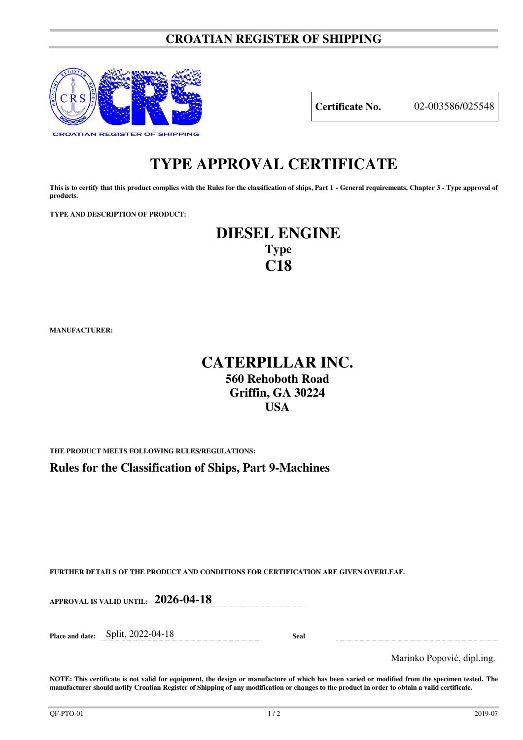# CROATIAN REGISTER OF SHIPPING

**Certificate No.** 02-003586/025548

# TYPE APPROVAL CERTIFICATE

**This is to certify that this product complies with the Rules for the classification of ships, Part 1 - General requirements, Chapter 3 - Type approval of products.**

**TYPE AND DESCRIPTION OF PRODUCT:**

## DIESEL ENGINE
### Type
## C18

**MANUFACTURER:**

## CATERPILLAR INC.
### 560 Rehoboth Road
### Griffin, GA 30224
### USA

**THE PRODUCT MEETS FOLLOWING RULES/REGULATIONS:**

### Rules for the Classification of Ships, Part 9-Machines

**FURTHER DETAILS OF THE PRODUCT AND CONDITIONS FOR CERTIFICATION ARE GIVEN OVERLEAF.**

**APPROVAL IS VALID UNTIL:** **2026-04-18**

**Place and date:** Split, 2022-04-18

**Seal**

Marinko Popović, dipl.ing.

**NOTE: This certificate is not valid for equipment, the design or manufacture of which has been varied or modified from the specimen tested. The manufacturer should notify Croatian Register of Shipping of any modification or changes to the product in order to obtain a valid certificate.**

QF-PTO-01 2019-07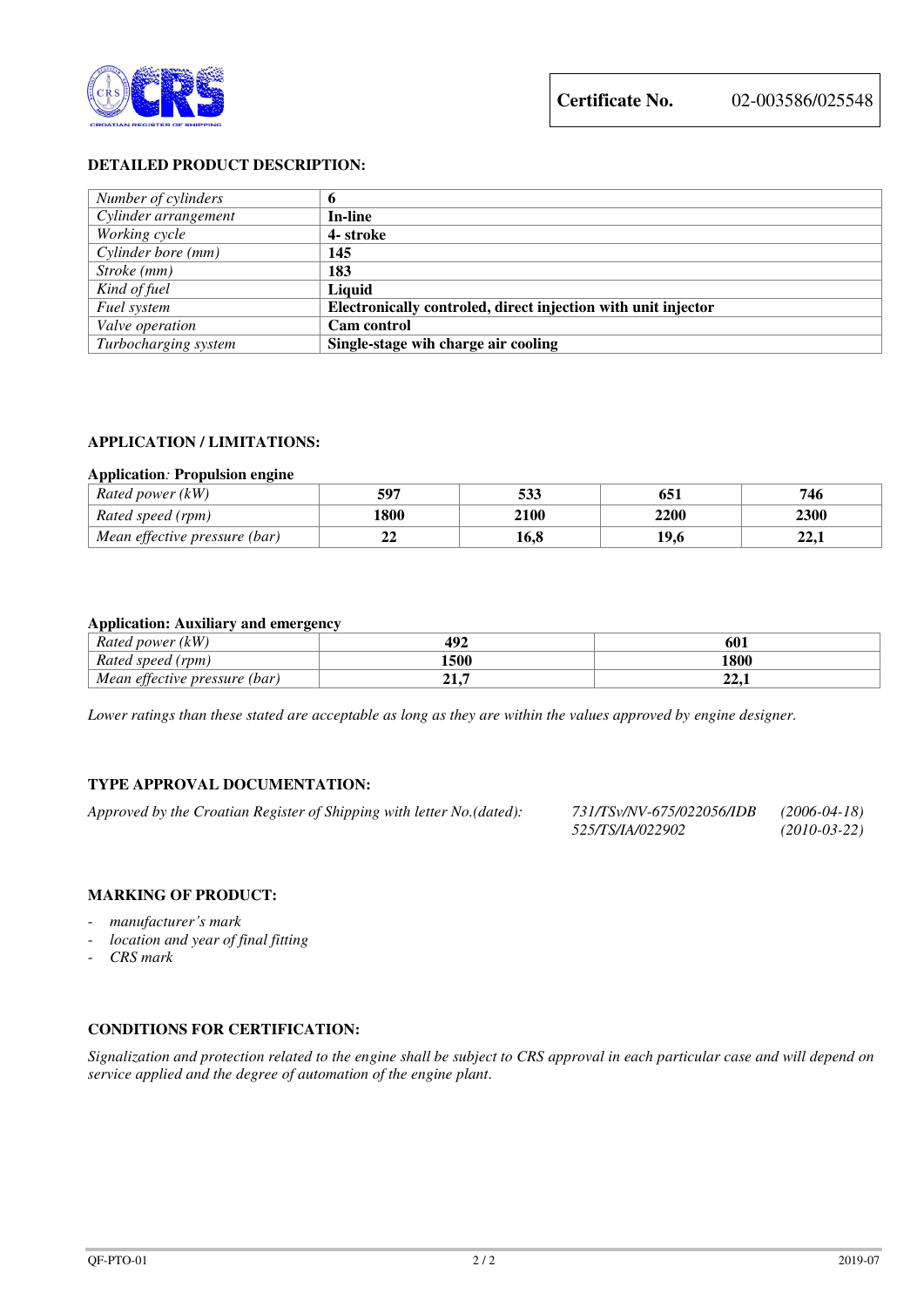| Certificate No. | 02-003586/025548 |
| --- | --- |

### DETAILED PRODUCT DESCRIPTION:

| | |
| --- | --- |
| *Number of cylinders* | **6** |
| *Cylinder arrangement* | **In-line** |
| *Working cycle* | **4- stroke** |
| *Cylinder bore (mm)* | **145** |
| *Stroke (mm)* | **183** |
| *Kind of fuel* | **Liquid** |
| *Fuel system* | **Electronically controled, direct injection with unit injector** |
| *Valve operation* | **Cam control** |
| *Turbocharging system* | **Single-stage wih charge air cooling** |

### APPLICATION / LIMITATIONS:

**Application***:* **Propulsion engine**

| | | | | |
| --- | --- | --- | --- | --- |
| *Rated power (kW)* | **597** | **533** | **651** | **746** |
| *Rated speed (rpm)* | **1800** | **2100** | **2200** | **2300** |
| *Mean effective pressure (bar)* | **22** | **16,8** | **19,6** | **22,1** |

**Application: Auxiliary and emergency**

| | | |
| --- | --- | --- |
| *Rated power (kW)* | **492** | **601** |
| *Rated speed (rpm)* | **1500** | **1800** |
| *Mean effective pressure (bar)* | **21,7** | **22,1** |

*Lower ratings than these stated are acceptable as long as they are within the values approved by engine designer.*

### TYPE APPROVAL DOCUMENTATION:

*Approved by the Croatian Register of Shipping with letter No.(dated):*

*731/TSv/NV-675/022056/IDB (2006-04-18)*
*525/TS/IA/022902 (2010-03-22)*

### MARKING OF PRODUCT:

- *manufacturer's mark*
- *location and year of final fitting*
- *CRS mark*

### CONDITIONS FOR CERTIFICATION:

*Signalization and protection related to the engine shall be subject to CRS approval in each particular case and will depend on service applied and the degree of automation of the engine plant.*

QF-PTO-01 2019-07